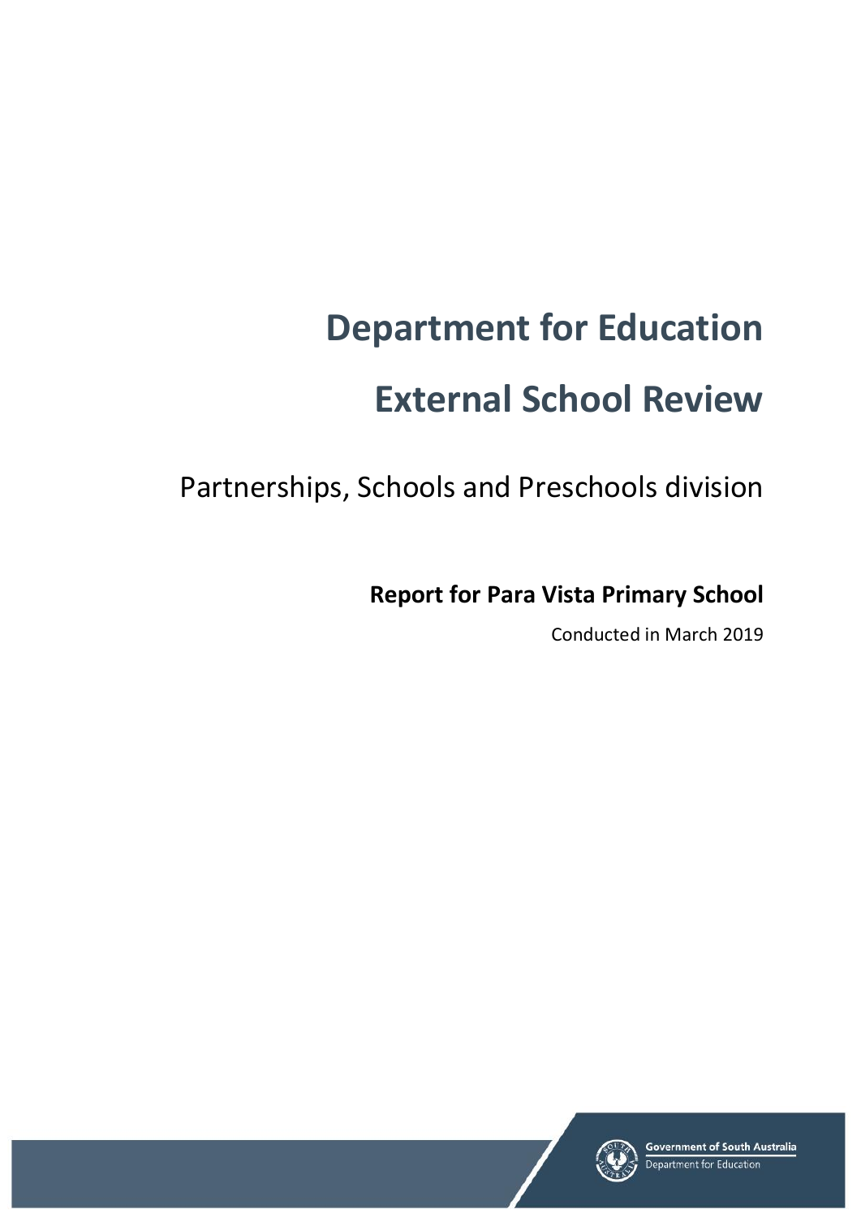# Department for Education

# External School Review

Partnerships, Schools and Preschools division

**Report for Para Vista Primary School**

Conducted in March 2019

Government of South Australia
Department for Education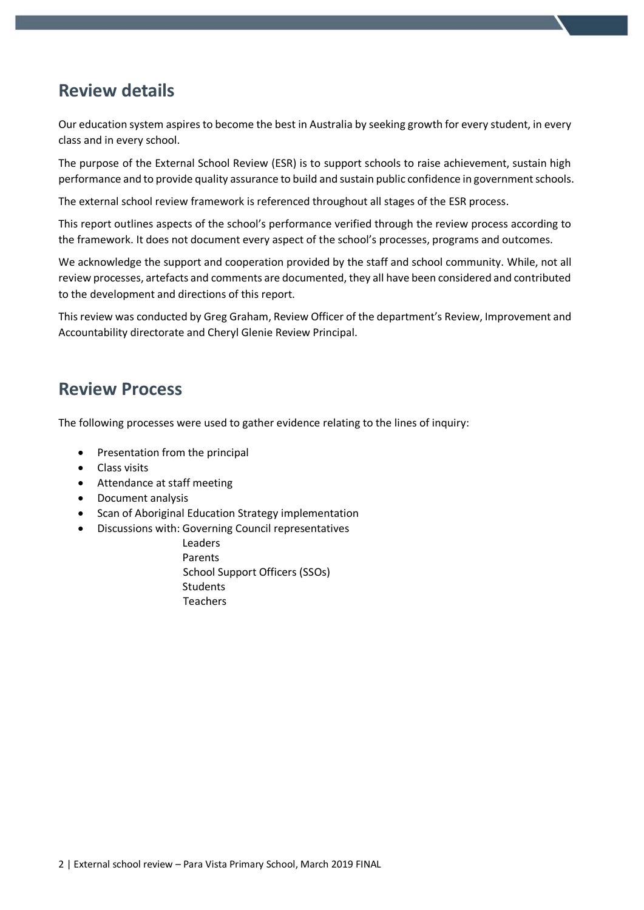## Review details

Our education system aspires to become the best in Australia by seeking growth for every student, in every class and in every school.

The purpose of the External School Review (ESR) is to support schools to raise achievement, sustain high performance and to provide quality assurance to build and sustain public confidence in government schools.

The external school review framework is referenced throughout all stages of the ESR process.

This report outlines aspects of the school's performance verified through the review process according to the framework. It does not document every aspect of the school's processes, programs and outcomes.

We acknowledge the support and cooperation provided by the staff and school community. While, not all review processes, artefacts and comments are documented, they all have been considered and contributed to the development and directions of this report.

This review was conducted by Greg Graham, Review Officer of the department's Review, Improvement and Accountability directorate and Cheryl Glenie Review Principal.

## Review Process

The following processes were used to gather evidence relating to the lines of inquiry:

- Presentation from the principal
- Class visits
- Attendance at staff meeting
- Document analysis
- Scan of Aboriginal Education Strategy implementation
- Discussions with: Governing Council representatives
  - Leaders
  - Parents
  - School Support Officers (SSOs)
  - Students
  - Teachers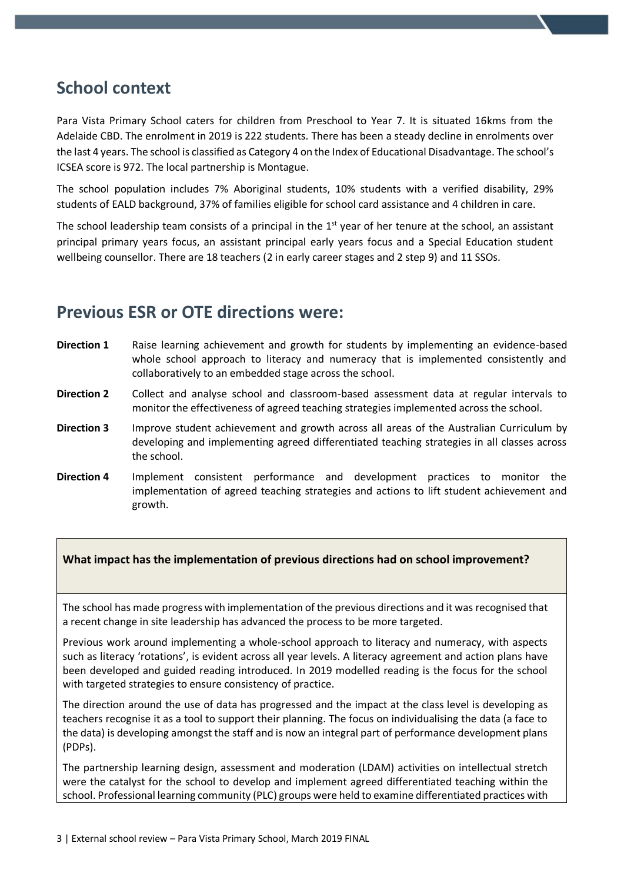## School context

Para Vista Primary School caters for children from Preschool to Year 7. It is situated 16kms from the Adelaide CBD. The enrolment in 2019 is 222 students. There has been a steady decline in enrolments over the last 4 years. The school is classified as Category 4 on the Index of Educational Disadvantage. The school's ICSEA score is 972. The local partnership is Montague.

The school population includes 7% Aboriginal students, 10% students with a verified disability, 29% students of EALD background, 37% of families eligible for school card assistance and 4 children in care.

The school leadership team consists of a principal in the 1st year of her tenure at the school, an assistant principal primary years focus, an assistant principal early years focus and a Special Education student wellbeing counsellor. There are 18 teachers (2 in early career stages and 2 step 9) and 11 SSOs.

## Previous ESR or OTE directions were:

**Direction 1** Raise learning achievement and growth for students by implementing an evidence-based whole school approach to literacy and numeracy that is implemented consistently and collaboratively to an embedded stage across the school.

**Direction 2** Collect and analyse school and classroom-based assessment data at regular intervals to monitor the effectiveness of agreed teaching strategies implemented across the school.

**Direction 3** Improve student achievement and growth across all areas of the Australian Curriculum by developing and implementing agreed differentiated teaching strategies in all classes across the school.

**Direction 4** Implement consistent performance and development practices to monitor the implementation of agreed teaching strategies and actions to lift student achievement and growth.

**What impact has the implementation of previous directions had on school improvement?**

The school has made progress with implementation of the previous directions and it was recognised that a recent change in site leadership has advanced the process to be more targeted.

Previous work around implementing a whole-school approach to literacy and numeracy, with aspects such as literacy 'rotations', is evident across all year levels. A literacy agreement and action plans have been developed and guided reading introduced. In 2019 modelled reading is the focus for the school with targeted strategies to ensure consistency of practice.

The direction around the use of data has progressed and the impact at the class level is developing as teachers recognise it as a tool to support their planning. The focus on individualising the data (a face to the data) is developing amongst the staff and is now an integral part of performance development plans (PDPs).

The partnership learning design, assessment and moderation (LDAM) activities on intellectual stretch were the catalyst for the school to develop and implement agreed differentiated teaching within the school. Professional learning community (PLC) groups were held to examine differentiated practices with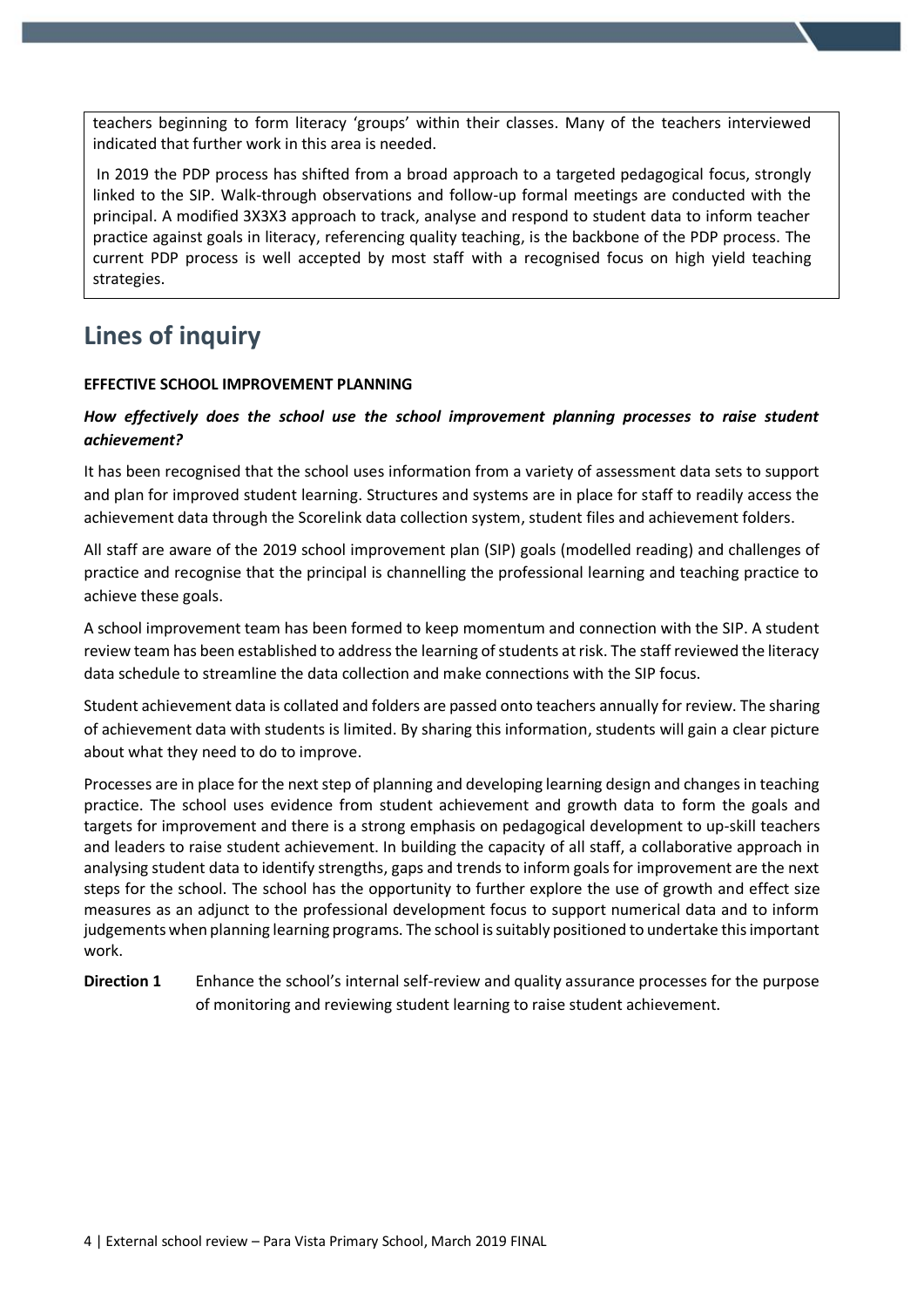teachers beginning to form literacy 'groups' within their classes. Many of the teachers interviewed indicated that further work in this area is needed.

In 2019 the PDP process has shifted from a broad approach to a targeted pedagogical focus, strongly linked to the SIP. Walk-through observations and follow-up formal meetings are conducted with the principal. A modified 3X3X3 approach to track, analyse and respond to student data to inform teacher practice against goals in literacy, referencing quality teaching, is the backbone of the PDP process. The current PDP process is well accepted by most staff with a recognised focus on high yield teaching strategies.

## Lines of inquiry

**EFFECTIVE SCHOOL IMPROVEMENT PLANNING**

***How effectively does the school use the school improvement planning processes to raise student achievement?***

It has been recognised that the school uses information from a variety of assessment data sets to support and plan for improved student learning. Structures and systems are in place for staff to readily access the achievement data through the Scorelink data collection system, student files and achievement folders.

All staff are aware of the 2019 school improvement plan (SIP) goals (modelled reading) and challenges of practice and recognise that the principal is channelling the professional learning and teaching practice to achieve these goals.

A school improvement team has been formed to keep momentum and connection with the SIP. A student review team has been established to address the learning of students at risk. The staff reviewed the literacy data schedule to streamline the data collection and make connections with the SIP focus.

Student achievement data is collated and folders are passed onto teachers annually for review. The sharing of achievement data with students is limited. By sharing this information, students will gain a clear picture about what they need to do to improve.

Processes are in place for the next step of planning and developing learning design and changes in teaching practice. The school uses evidence from student achievement and growth data to form the goals and targets for improvement and there is a strong emphasis on pedagogical development to up-skill teachers and leaders to raise student achievement. In building the capacity of all staff, a collaborative approach in analysing student data to identify strengths, gaps and trends to inform goals for improvement are the next steps for the school. The school has the opportunity to further explore the use of growth and effect size measures as an adjunct to the professional development focus to support numerical data and to inform judgements when planning learning programs. The school is suitably positioned to undertake this important work.

**Direction 1** Enhance the school's internal self-review and quality assurance processes for the purpose of monitoring and reviewing student learning to raise student achievement.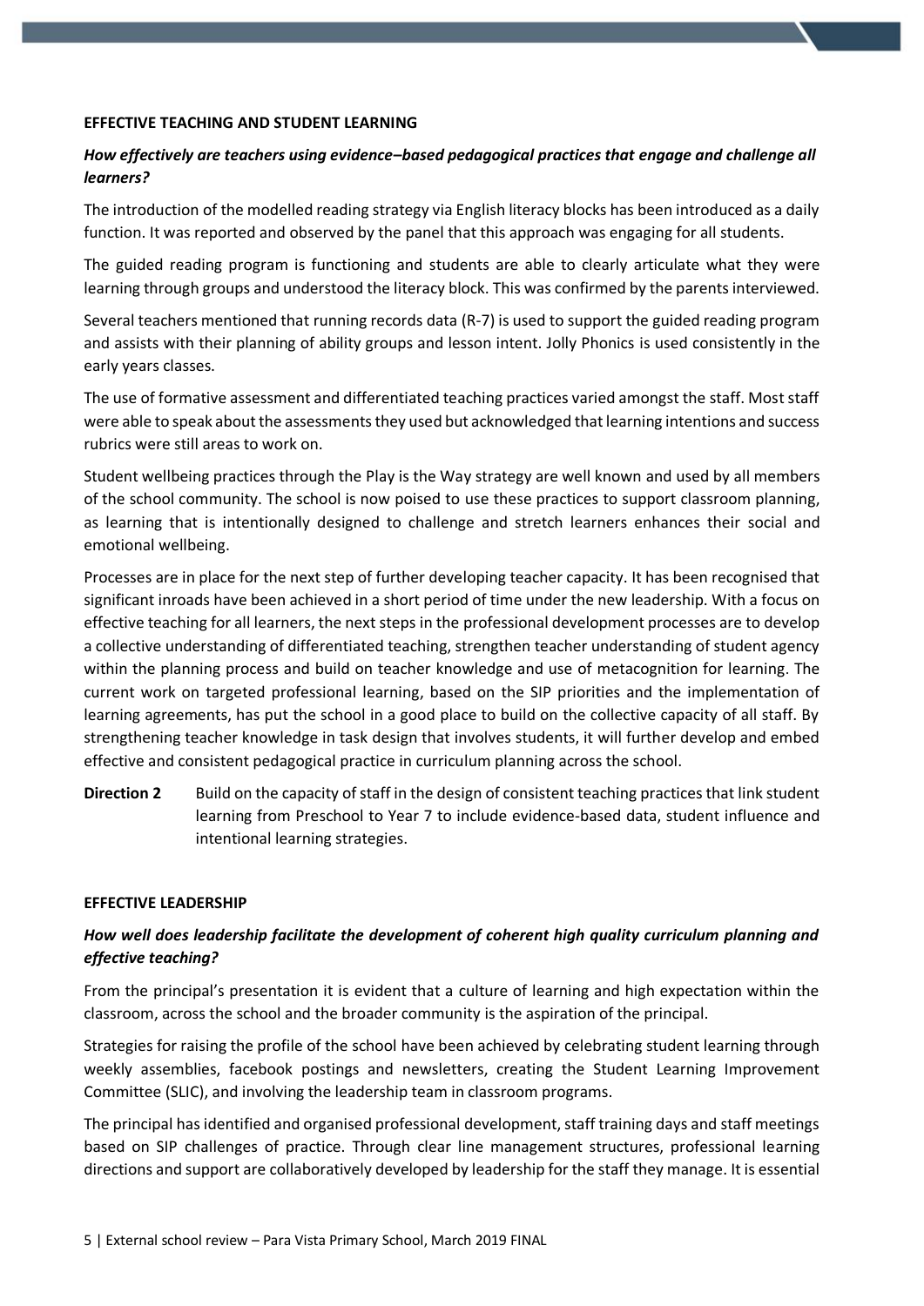### EFFECTIVE TEACHING AND STUDENT LEARNING

***How effectively are teachers using evidence–based pedagogical practices that engage and challenge all learners?***

The introduction of the modelled reading strategy via English literacy blocks has been introduced as a daily function. It was reported and observed by the panel that this approach was engaging for all students.

The guided reading program is functioning and students are able to clearly articulate what they were learning through groups and understood the literacy block. This was confirmed by the parents interviewed.

Several teachers mentioned that running records data (R-7) is used to support the guided reading program and assists with their planning of ability groups and lesson intent. Jolly Phonics is used consistently in the early years classes.

The use of formative assessment and differentiated teaching practices varied amongst the staff. Most staff were able to speak about the assessments they used but acknowledged that learning intentions and success rubrics were still areas to work on.

Student wellbeing practices through the Play is the Way strategy are well known and used by all members of the school community. The school is now poised to use these practices to support classroom planning, as learning that is intentionally designed to challenge and stretch learners enhances their social and emotional wellbeing.

Processes are in place for the next step of further developing teacher capacity. It has been recognised that significant inroads have been achieved in a short period of time under the new leadership. With a focus on effective teaching for all learners, the next steps in the professional development processes are to develop a collective understanding of differentiated teaching, strengthen teacher understanding of student agency within the planning process and build on teacher knowledge and use of metacognition for learning. The current work on targeted professional learning, based on the SIP priorities and the implementation of learning agreements, has put the school in a good place to build on the collective capacity of all staff. By strengthening teacher knowledge in task design that involves students, it will further develop and embed effective and consistent pedagogical practice in curriculum planning across the school.

**Direction 2** Build on the capacity of staff in the design of consistent teaching practices that link student learning from Preschool to Year 7 to include evidence-based data, student influence and intentional learning strategies.

### EFFECTIVE LEADERSHIP

***How well does leadership facilitate the development of coherent high quality curriculum planning and effective teaching?***

From the principal's presentation it is evident that a culture of learning and high expectation within the classroom, across the school and the broader community is the aspiration of the principal.

Strategies for raising the profile of the school have been achieved by celebrating student learning through weekly assemblies, facebook postings and newsletters, creating the Student Learning Improvement Committee (SLIC), and involving the leadership team in classroom programs.

The principal has identified and organised professional development, staff training days and staff meetings based on SIP challenges of practice. Through clear line management structures, professional learning directions and support are collaboratively developed by leadership for the staff they manage. It is essential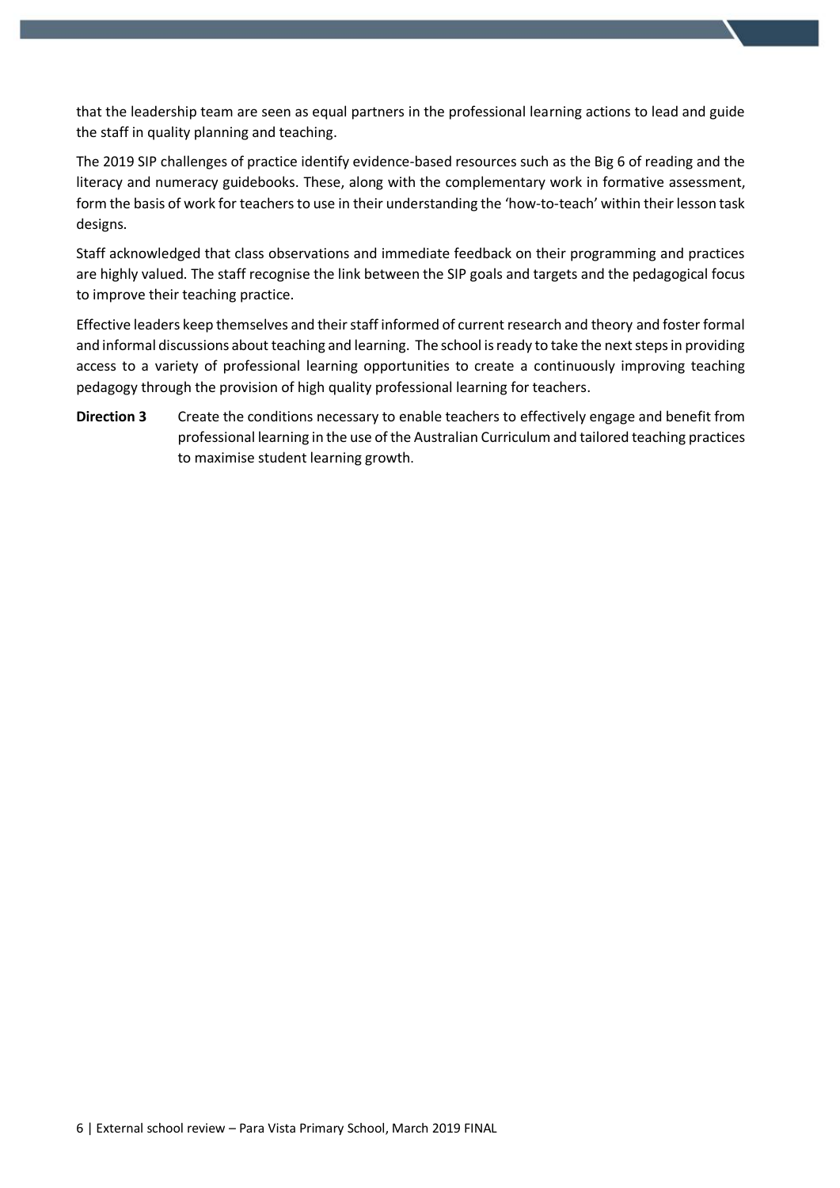that the leadership team are seen as equal partners in the professional learning actions to lead and guide the staff in quality planning and teaching.

The 2019 SIP challenges of practice identify evidence-based resources such as the Big 6 of reading and the literacy and numeracy guidebooks. These, along with the complementary work in formative assessment, form the basis of work for teachers to use in their understanding the 'how-to-teach' within their lesson task designs.

Staff acknowledged that class observations and immediate feedback on their programming and practices are highly valued. The staff recognise the link between the SIP goals and targets and the pedagogical focus to improve their teaching practice.

Effective leaders keep themselves and their staff informed of current research and theory and foster formal and informal discussions about teaching and learning. The school is ready to take the next steps in providing access to a variety of professional learning opportunities to create a continuously improving teaching pedagogy through the provision of high quality professional learning for teachers.

**Direction 3** Create the conditions necessary to enable teachers to effectively engage and benefit from professional learning in the use of the Australian Curriculum and tailored teaching practices to maximise student learning growth.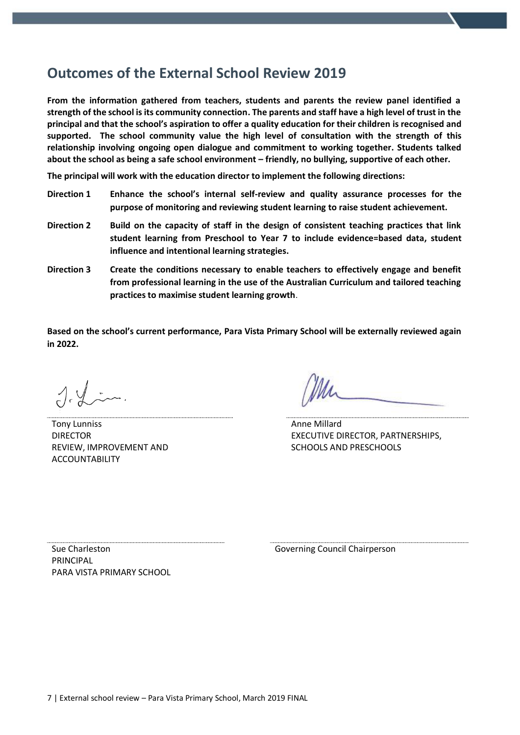## Outcomes of the External School Review 2019

**From the information gathered from teachers, students and parents the review panel identified a strength of the school is its community connection. The parents and staff have a high level of trust in the principal and that the school's aspiration to offer a quality education for their children is recognised and supported. The school community value the high level of consultation with the strength of this relationship involving ongoing open dialogue and commitment to working together. Students talked about the school as being a safe school environment – friendly, no bullying, supportive of each other.**

**The principal will work with the education director to implement the following directions:**

**Direction 1** **Enhance the school's internal self-review and quality assurance processes for the purpose of monitoring and reviewing student learning to raise student achievement.**

**Direction 2** **Build on the capacity of staff in the design of consistent teaching practices that link student learning from Preschool to Year 7 to include evidence=based data, student influence and intentional learning strategies.**

**Direction 3** **Create the conditions necessary to enable teachers to effectively engage and benefit from professional learning in the use of the Australian Curriculum and tailored teaching practices to maximise student learning growth**.

**Based on the school's current performance, Para Vista Primary School will be externally reviewed again in 2022.**

Tony Lunniss
DIRECTOR
REVIEW, IMPROVEMENT AND ACCOUNTABILITY

Anne Millard
EXECUTIVE DIRECTOR, PARTNERSHIPS, SCHOOLS AND PRESCHOOLS

Sue Charleston
PRINCIPAL
PARA VISTA PRIMARY SCHOOL

Governing Council Chairperson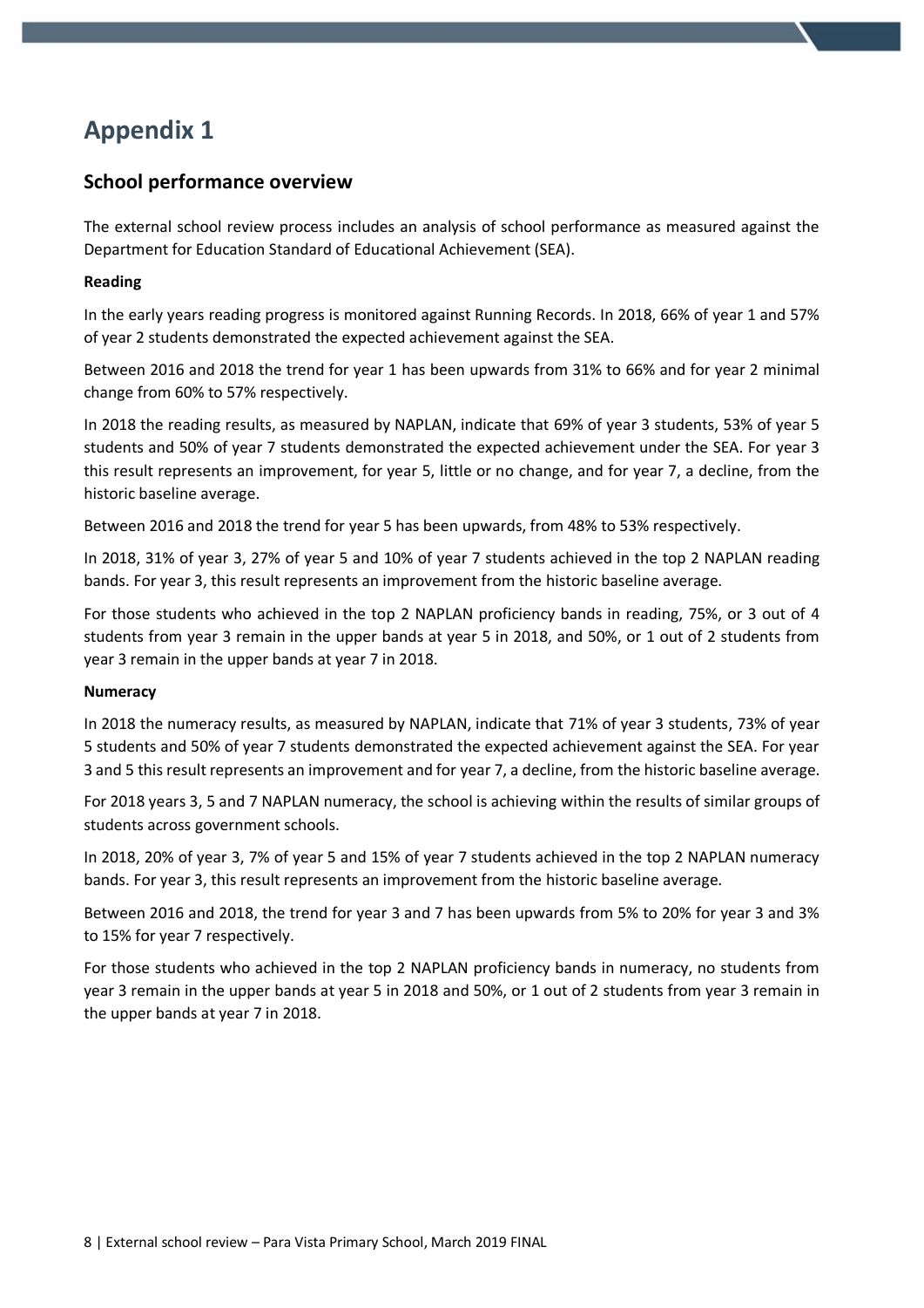# Appendix 1

## School performance overview

The external school review process includes an analysis of school performance as measured against the Department for Education Standard of Educational Achievement (SEA).

**Reading**

In the early years reading progress is monitored against Running Records. In 2018, 66% of year 1 and 57% of year 2 students demonstrated the expected achievement against the SEA.

Between 2016 and 2018 the trend for year 1 has been upwards from 31% to 66% and for year 2 minimal change from 60% to 57% respectively.

In 2018 the reading results, as measured by NAPLAN, indicate that 69% of year 3 students, 53% of year 5 students and 50% of year 7 students demonstrated the expected achievement under the SEA. For year 3 this result represents an improvement, for year 5, little or no change, and for year 7, a decline, from the historic baseline average.

Between 2016 and 2018 the trend for year 5 has been upwards, from 48% to 53% respectively.

In 2018, 31% of year 3, 27% of year 5 and 10% of year 7 students achieved in the top 2 NAPLAN reading bands. For year 3, this result represents an improvement from the historic baseline average.

For those students who achieved in the top 2 NAPLAN proficiency bands in reading, 75%, or 3 out of 4 students from year 3 remain in the upper bands at year 5 in 2018, and 50%, or 1 out of 2 students from year 3 remain in the upper bands at year 7 in 2018.

**Numeracy**

In 2018 the numeracy results, as measured by NAPLAN, indicate that 71% of year 3 students, 73% of year 5 students and 50% of year 7 students demonstrated the expected achievement against the SEA. For year 3 and 5 this result represents an improvement and for year 7, a decline, from the historic baseline average.

For 2018 years 3, 5 and 7 NAPLAN numeracy, the school is achieving within the results of similar groups of students across government schools.

In 2018, 20% of year 3, 7% of year 5 and 15% of year 7 students achieved in the top 2 NAPLAN numeracy bands. For year 3, this result represents an improvement from the historic baseline average.

Between 2016 and 2018, the trend for year 3 and 7 has been upwards from 5% to 20% for year 3 and 3% to 15% for year 7 respectively.

For those students who achieved in the top 2 NAPLAN proficiency bands in numeracy, no students from year 3 remain in the upper bands at year 5 in 2018 and 50%, or 1 out of 2 students from year 3 remain in the upper bands at year 7 in 2018.